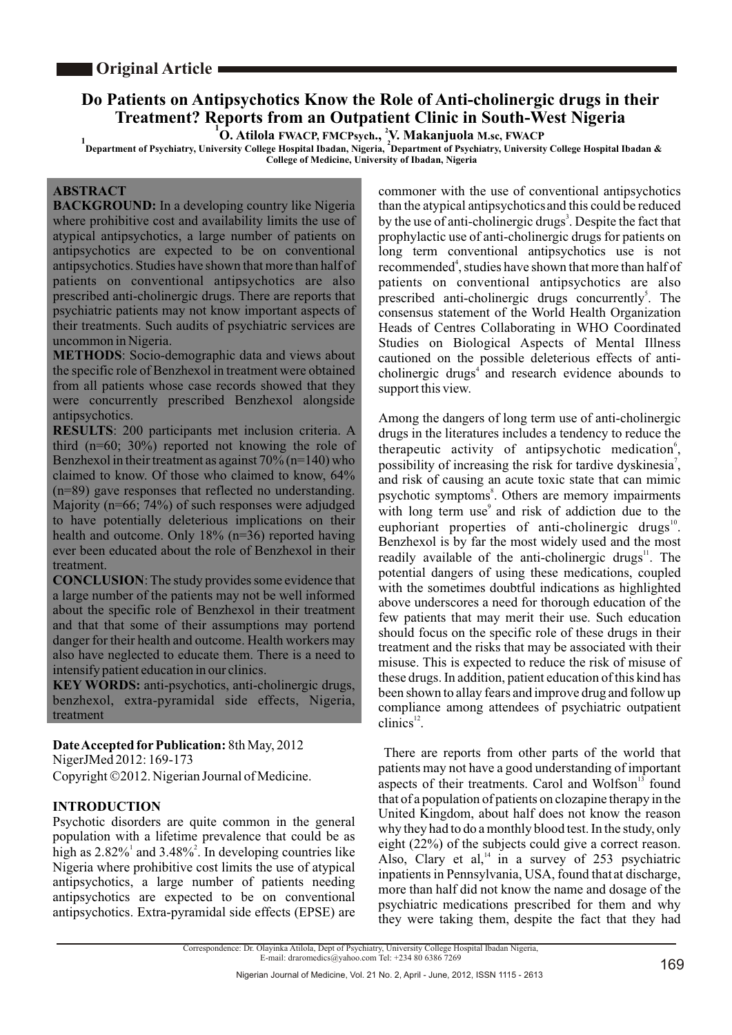**Original Article**

# Do Patients on Antipsychotics Know the Role of Anti-cholinergic drugs in their Treatment? Reports from an Outpatient Clinic in South-West Nigeria

[1]O. Atilola FWACP, FMCPsych., [2]V. Makanjuola M.sc, FWACP

[1]Department of Psychiatry, University College Hospital Ibadan, Nigeria, [2]Department of Psychiatry, University College Hospital Ibadan & College of Medicine, University of Ibadan, Nigeria

## ABSTRACT

**BACKGROUND:** In a developing country like Nigeria where prohibitive cost and availability limits the use of atypical antipsychotics, a large number of patients on antipsychotics are expected to be on conventional antipsychotics. Studies have shown that more than half of patients on conventional antipsychotics are also prescribed anti-cholinergic drugs. There are reports that psychiatric patients may not know important aspects of their treatments. Such audits of psychiatric services are uncommon in Nigeria.

**METHODS**: Socio-demographic data and views about the specific role of Benzhexol in treatment were obtained from all patients whose case records showed that they were concurrently prescribed Benzhexol alongside antipsychotics.

**RESULTS**: 200 participants met inclusion criteria. A third (n=60; 30%) reported not knowing the role of Benzhexol in their treatment as against 70% (n=140) who claimed to know. Of those who claimed to know, 64% (n=89) gave responses that reflected no understanding. Majority (n=66; 74%) of such responses were adjudged to have potentially deleterious implications on their health and outcome. Only 18% (n=36) reported having ever been educated about the role of Benzhexol in their treatment.

**CONCLUSION**: The study provides some evidence that a large number of the patients may not be well informed about the specific role of Benzhexol in their treatment and that that some of their assumptions may portend danger for their health and outcome. Health workers may also have neglected to educate them. There is a need to intensify patient education in our clinics.

**KEY WORDS:** anti-psychotics, anti-cholinergic drugs, benzhexol, extra-pyramidal side effects, Nigeria, treatment

**Date Accepted for Publication:** 8th May, 2012
NigerJMed 2012: 169-173
Copyright ©2012. Nigerian Journal of Medicine.

## INTRODUCTION

Psychotic disorders are quite common in the general population with a lifetime prevalence that could be as high as 2.82%[1] and 3.48%[2]. In developing countries like Nigeria where prohibitive cost limits the use of atypical antipsychotics, a large number of patients needing antipsychotics are expected to be on conventional antipsychotics. Extra-pyramidal side effects (EPSE) are commoner with the use of conventional antipsychotics than the atypical antipsychotics and this could be reduced by the use of anti-cholinergic drugs[3]. Despite the fact that prophylactic use of anti-cholinergic drugs for patients on long term conventional antipsychotics use is not recommended[4], studies have shown that more than half of patients on conventional antipsychotics are also prescribed anti-cholinergic drugs concurrently[5]. The consensus statement of the World Health Organization Heads of Centres Collaborating in WHO Coordinated Studies on Biological Aspects of Mental Illness cautioned on the possible deleterious effects of anti-cholinergic drugs[4] and research evidence abounds to support this view.

Among the dangers of long term use of anti-cholinergic drugs in the literatures includes a tendency to reduce the therapeutic activity of antipsychotic medication[6], possibility of increasing the risk for tardive dyskinesia[7], and risk of causing an acute toxic state that can mimic psychotic symptoms[8]. Others are memory impairments with long term use[9] and risk of addiction due to the euphoriant properties of anti-cholinergic drugs[10]. Benzhexol is by far the most widely used and the most readily available of the anti-cholinergic drugs[11]. The potential dangers of using these medications, coupled with the sometimes doubtful indications as highlighted above underscores a need for thorough education of the few patients that may merit their use. Such education should focus on the specific role of these drugs in their treatment and the risks that may be associated with their misuse. This is expected to reduce the risk of misuse of these drugs. In addition, patient education of this kind has been shown to allay fears and improve drug and follow up compliance among attendees of psychiatric outpatient clinics[12].

There are reports from other parts of the world that patients may not have a good understanding of important aspects of their treatments. Carol and Wolfson[13] found that of a population of patients on clozapine therapy in the United Kingdom, about half does not know the reason why they had to do a monthly blood test. In the study, only eight (22%) of the subjects could give a correct reason. Also, Clary et al,[14] in a survey of 253 psychiatric inpatients in Pennsylvania, USA, found that at discharge, more than half did not know the name and dosage of the psychiatric medications prescribed for them and why they were taking them, despite the fact that they had

Correspondence: Dr. Olayinka Atilola, Dept of Psychiatry, University College Hospital Ibadan Nigeria, E-mail: draromedics@yahoo.com Tel: +234 80 6386 7269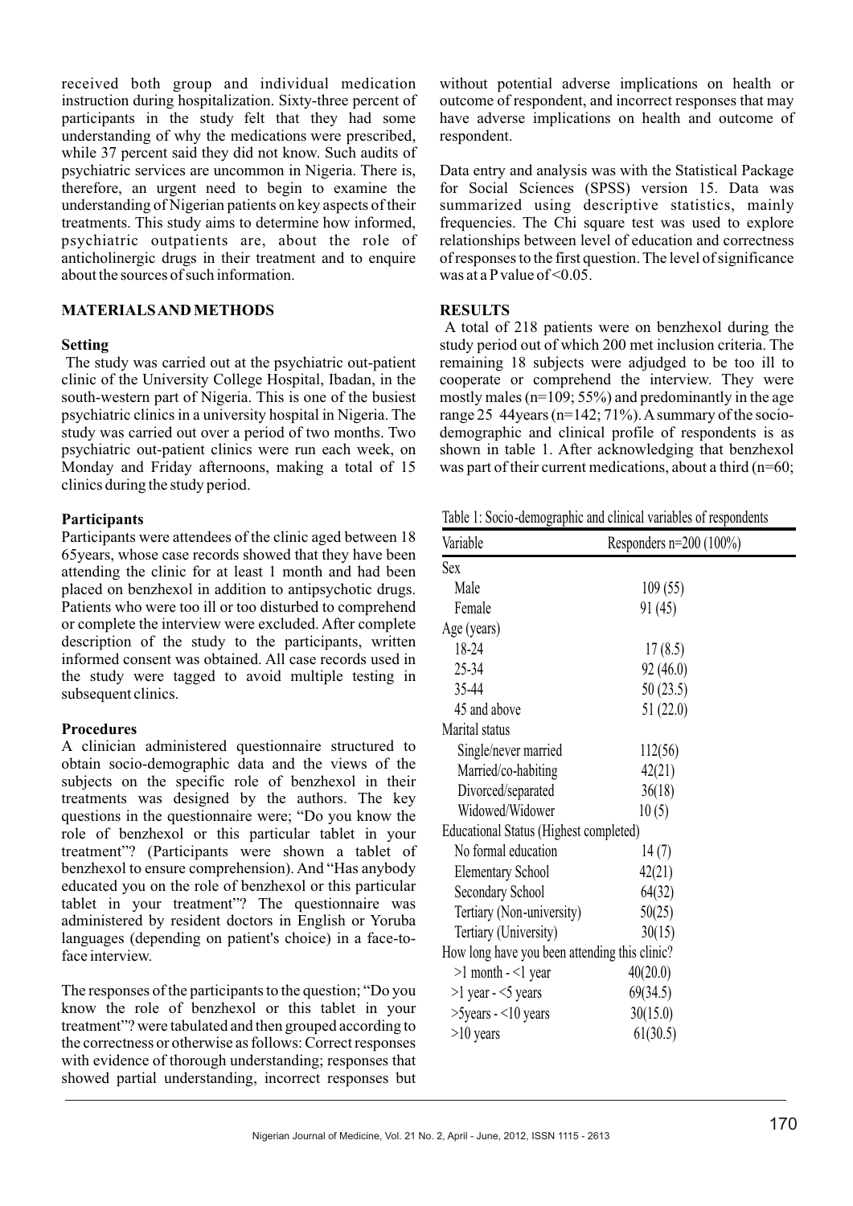received both group and individual medication instruction during hospitalization. Sixty-three percent of participants in the study felt that they had some understanding of why the medications were prescribed, while 37 percent said they did not know. Such audits of psychiatric services are uncommon in Nigeria. There is, therefore, an urgent need to begin to examine the understanding of Nigerian patients on key aspects of their treatments. This study aims to determine how informed, psychiatric outpatients are, about the role of anticholinergic drugs in their treatment and to enquire about the sources of such information.

## MATERIALS AND METHODS

### Setting

The study was carried out at the psychiatric out-patient clinic of the University College Hospital, Ibadan, in the south-western part of Nigeria. This is one of the busiest psychiatric clinics in a university hospital in Nigeria. The study was carried out over a period of two months. Two psychiatric out-patient clinics were run each week, on Monday and Friday afternoons, making a total of 15 clinics during the study period.

### Participants

Participants were attendees of the clinic aged between 18 65years, whose case records showed that they have been attending the clinic for at least 1 month and had been placed on benzhexol in addition to antipsychotic drugs. Patients who were too ill or too disturbed to comprehend or complete the interview were excluded. After complete description of the study to the participants, written informed consent was obtained. All case records used in the study were tagged to avoid multiple testing in subsequent clinics.

### Procedures

A clinician administered questionnaire structured to obtain socio-demographic data and the views of the subjects on the specific role of benzhexol in their treatments was designed by the authors. The key questions in the questionnaire were; "Do you know the role of benzhexol or this particular tablet in your treatment"? (Participants were shown a tablet of benzhexol to ensure comprehension). And "Has anybody educated you on the role of benzhexol or this particular tablet in your treatment"? The questionnaire was administered by resident doctors in English or Yoruba languages (depending on patient's choice) in a face-to-face interview.

The responses of the participants to the question; "Do you know the role of benzhexol or this tablet in your treatment"? were tabulated and then grouped according to the correctness or otherwise as follows: Correct responses with evidence of thorough understanding; responses that showed partial understanding, incorrect responses but without potential adverse implications on health or outcome of respondent, and incorrect responses that may have adverse implications on health and outcome of respondent.

Data entry and analysis was with the Statistical Package for Social Sciences (SPSS) version 15. Data was summarized using descriptive statistics, mainly frequencies. The Chi square test was used to explore relationships between level of education and correctness of responses to the first question. The level of significance was at a P value of <0.05.

## RESULTS

A total of 218 patients were on benzhexol during the study period out of which 200 met inclusion criteria. The remaining 18 subjects were adjudged to be too ill to cooperate or comprehend the interview. They were mostly males (n=109; 55%) and predominantly in the age range 25 44years (n=142; 71%). A summary of the socio-demographic and clinical profile of respondents is as shown in table 1. After acknowledging that benzhexol was part of their current medications, about a third (n=60;

Table 1: Socio-demographic and clinical variables of respondents

| Variable | Responders n=200 (100%) |
|---|---|
| Sex | |
| Male | 109 (55) |
| Female | 91 (45) |
| Age (years) | |
| 18-24 | 17 (8.5) |
| 25-34 | 92 (46.0) |
| 35-44 | 50 (23.5) |
| 45 and above | 51 (22.0) |
| Marital status | |
| Single/never married | 112(56) |
| Married/co-habiting | 42(21) |
| Divorced/separated | 36(18) |
| Widowed/Widower | 10 (5) |
| Educational Status (Highest completed) | |
| No formal education | 14 (7) |
| Elementary School | 42(21) |
| Secondary School | 64(32) |
| Tertiary (Non-university) | 50(25) |
| Tertiary (University) | 30(15) |
| How long have you been attending this clinic? | |
| >1 month - <1 year | 40(20.0) |
| >1 year - <5 years | 69(34.5) |
| >5years - <10 years | 30(15.0) |
| >10 years | 61(30.5) |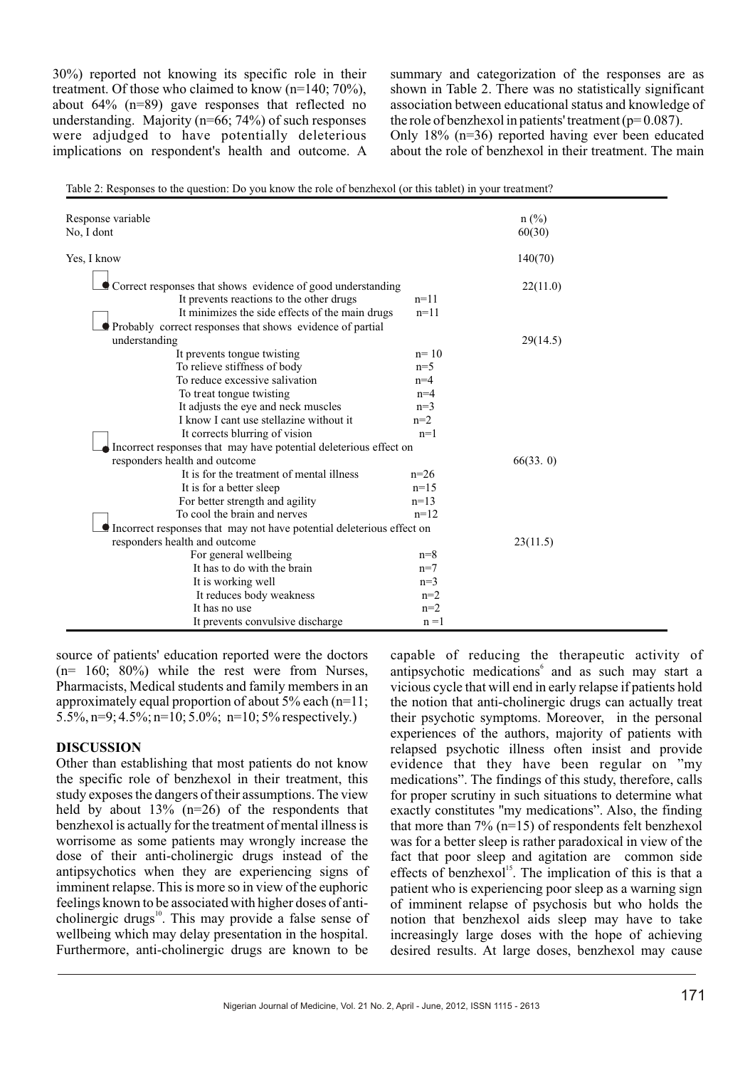30%) reported not knowing its specific role in their treatment. Of those who claimed to know (n=140; 70%), about 64% (n=89) gave responses that reflected no understanding. Majority (n=66; 74%) of such responses were adjudged to have potentially deleterious implications on respondent's health and outcome. A summary and categorization of the responses are as shown in Table 2. There was no statistically significant association between educational status and knowledge of the role of benzhexol in patients' treatment ($p= 0.087$).

Only 18% (n=36) reported having ever been educated about the role of benzhexol in their treatment. The main source of patients' education reported were the doctors (n= 160; 80%) while the rest were from Nurses, Pharmacists, Medical students and family members in an approximately equal proportion of about 5% each (n=11; 5.5%, n=9; 4.5%; n=10; 5.0%; n=10; 5% respectively.)

Table 2: Responses to the question: Do you know the role of benzhexol (or this tablet) in your treatment?

| Response variable | | n (%) |
|---|---|---|
| No, I dont | | 60(30) |
| Yes, I know | | 140(70) |
| Correct responses that shows evidence of good understanding | | 22(11.0) |
| It prevents reactions to the other drugs | n=11 | |
| It minimizes the side effects of the main drugs | n=11 | |
| Probably correct responses that shows evidence of partial understanding | | 29(14.5) |
| It prevents tongue twisting | n= 10 | |
| To relieve stiffness of body | n=5 | |
| To reduce excessive salivation | n=4 | |
| To treat tongue twisting | n=4 | |
| It adjusts the eye and neck muscles | n=3 | |
| I know I cant use stellazine without it | n=2 | |
| It corrects blurring of vision | n=1 | |
| Incorrect responses that may have potential deleterious effect on responders health and outcome | | 66(33. 0) |
| It is for the treatment of mental illness | n=26 | |
| It is for a better sleep | n=15 | |
| For better strength and agility | n=13 | |
| To cool the brain and nerves | n=12 | |
| Incorrect responses that may not have potential deleterious effect on responders health and outcome | | 23(11.5) |
| For general wellbeing | n=8 | |
| It has to do with the brain | n=7 | |
| It is working well | n=3 | |
| It reduces body weakness | n=2 | |
| It has no use | n=2 | |
| It prevents convulsive discharge | n =1 | |

## DISCUSSION

Other than establishing that most patients do not know the specific role of benzhexol in their treatment, this study exposes the dangers of their assumptions. The view held by about 13% (n=26) of the respondents that benzhexol is actually for the treatment of mental illness is worrisome as some patients may wrongly increase the dose of their anti-cholinergic drugs instead of the antipsychotics when they are experiencing signs of imminent relapse. This is more so in view of the euphoric feelings known to be associated with higher doses of anti-cholinergic drugs[10]. This may provide a false sense of wellbeing which may delay presentation in the hospital. Furthermore, anti-cholinergic drugs are known to be capable of reducing the therapeutic activity of antipsychotic medications[6] and as such may start a vicious cycle that will end in early relapse if patients hold the notion that anti-cholinergic drugs can actually treat their psychotic symptoms. Moreover, in the personal experiences of the authors, majority of patients with relapsed psychotic illness often insist and provide evidence that they have been regular on "my medications". The findings of this study, therefore, calls for proper scrutiny in such situations to determine what exactly constitutes "my medications". Also, the finding that more than 7% (n=15) of respondents felt benzhexol was for a better sleep is rather paradoxical in view of the fact that poor sleep and agitation are common side effects of benzhexol[15]. The implication of this is that a patient who is experiencing poor sleep as a warning sign of imminent relapse of psychosis but who holds the notion that benzhexol aids sleep may have to take increasingly large doses with the hope of achieving desired results. At large doses, benzhexol may cause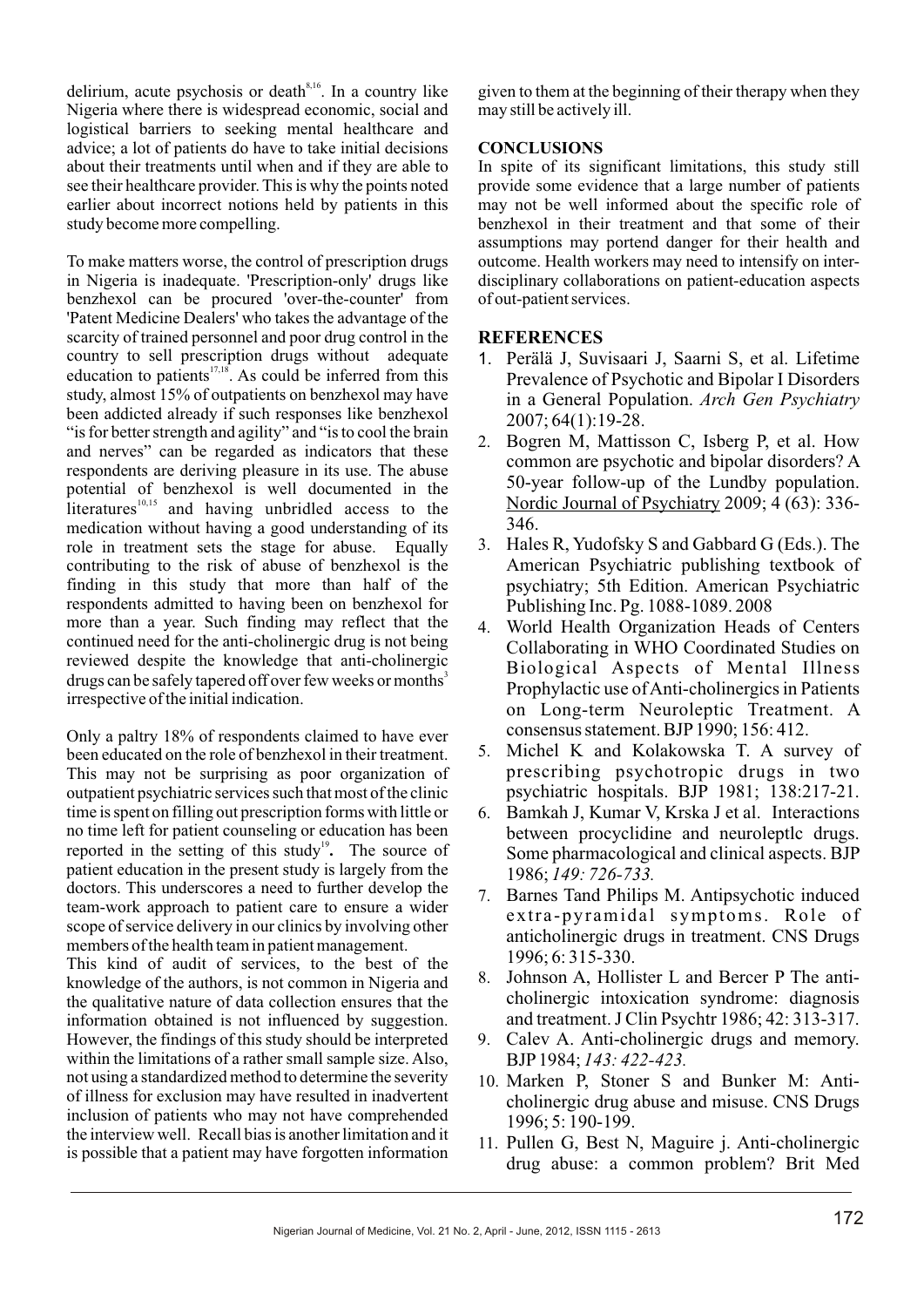delirium, acute psychosis or death[8,16]. In a country like Nigeria where there is widespread economic, social and logistical barriers to seeking mental healthcare and advice; a lot of patients do have to take initial decisions about their treatments until when and if they are able to see their healthcare provider. This is why the points noted earlier about incorrect notions held by patients in this study become more compelling.

To make matters worse, the control of prescription drugs in Nigeria is inadequate. 'Prescription-only' drugs like benzhexol can be procured 'over-the-counter' from 'Patent Medicine Dealers' who takes the advantage of the scarcity of trained personnel and poor drug control in the country to sell prescription drugs without adequate education to patients[17,18]. As could be inferred from this study, almost 15% of outpatients on benzhexol may have been addicted already if such responses like benzhexol "is for better strength and agility" and "is to cool the brain and nerves" can be regarded as indicators that these respondents are deriving pleasure in its use. The abuse potential of benzhexol is well documented in the literatures[10,15] and having unbridled access to the medication without having a good understanding of its role in treatment sets the stage for abuse. Equally contributing to the risk of abuse of benzhexol is the finding in this study that more than half of the respondents admitted to having been on benzhexol for more than a year. Such finding may reflect that the continued need for the anti-cholinergic drug is not being reviewed despite the knowledge that anti-cholinergic drugs can be safely tapered off over few weeks or months[3] irrespective of the initial indication.

Only a paltry 18% of respondents claimed to have ever been educated on the role of benzhexol in their treatment. This may not be surprising as poor organization of outpatient psychiatric services such that most of the clinic time is spent on filling out prescription forms with little or no time left for patient counseling or education has been reported in the setting of this study[19]**.** The source of patient education in the present study is largely from the doctors. This underscores a need to further develop the team-work approach to patient care to ensure a wider scope of service delivery in our clinics by involving other members of the health team in patient management.

This kind of audit of services, to the best of the knowledge of the authors, is not common in Nigeria and the qualitative nature of data collection ensures that the information obtained is not influenced by suggestion. However, the findings of this study should be interpreted within the limitations of a rather small sample size. Also, not using a standardized method to determine the severity of illness for exclusion may have resulted in inadvertent inclusion of patients who may not have comprehended the interview well. Recall bias is another limitation and it is possible that a patient may have forgotten information given to them at the beginning of their therapy when they may still be actively ill.

## CONCLUSIONS

In spite of its significant limitations, this study still provide some evidence that a large number of patients may not be well informed about the specific role of benzhexol in their treatment and that some of their assumptions may portend danger for their health and outcome. Health workers may need to intensify on inter-disciplinary collaborations on patient-education aspects of out-patient services.

## REFERENCES

1. Perälä J, Suvisaari J, Saarni S, et al. Lifetime Prevalence of Psychotic and Bipolar I Disorders in a General Population. *Arch Gen Psychiatry* 2007; 64(1):19-28.
2. Bogren M, Mattisson C, Isberg P, et al. How common are psychotic and bipolar disorders? A 50-year follow-up of the Lundby population. Nordic Journal of Psychiatry 2009; 4 (63): 336-346.
3. Hales R, Yudofsky S and Gabbard G (Eds.). The American Psychiatric publishing textbook of psychiatry; 5th Edition. American Psychiatric Publishing Inc. Pg. 1088-1089. 2008
4. World Health Organization Heads of Centers Collaborating in WHO Coordinated Studies on Biological Aspects of Mental Illness Prophylactic use of Anti-cholinergics in Patients on Long-term Neuroleptic Treatment. A consensus statement. BJP 1990; 156: 412.
5. Michel K and Kolakowska T. A survey of prescribing psychotropic drugs in two psychiatric hospitals. BJP 1981; 138:217-21.
6. Bamkah J, Kumar V, Krska J et al. Interactions between procyclidine and neuroleptlc drugs. Some pharmacological and clinical aspects. BJP 1986; *149: 726-733.*
7. Barnes Tand Philips M. Antipsychotic induced extra-pyramidal symptoms. Role of anticholinergic drugs in treatment. CNS Drugs 1996; 6: 315-330.
8. Johnson A, Hollister L and Bercer P The anti-cholinergic intoxication syndrome: diagnosis and treatment. J Clin Psychtr 1986; 42: 313-317.
9. Calev A. Anti-cholinergic drugs and memory. BJP 1984; *143: 422-423.*
10. Marken P, Stoner S and Bunker M: Anti-cholinergic drug abuse and misuse. CNS Drugs 1996; 5: 190-199.
11. Pullen G, Best N, Maguire j. Anti-cholinergic drug abuse: a common problem? Brit Med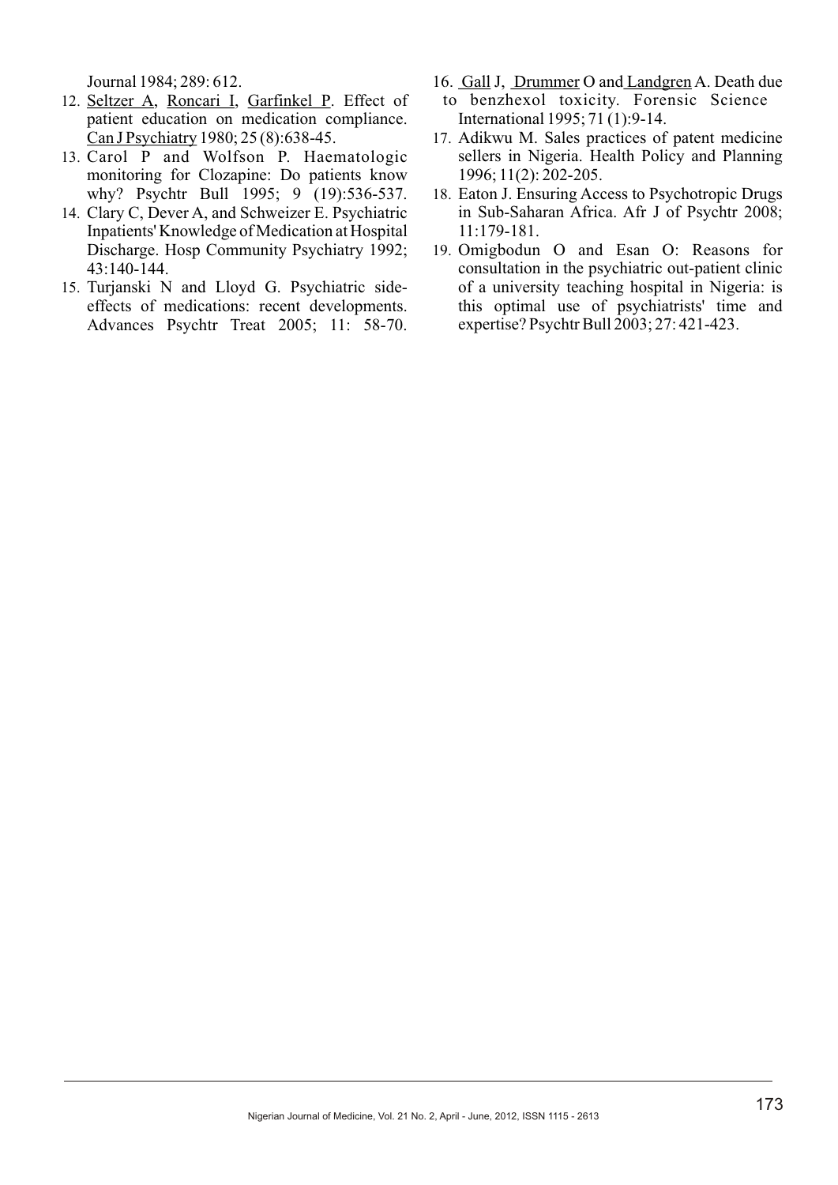Journal 1984; 289: 612.

12. Seltzer A, Roncari I, Garfinkel P. Effect of patient education on medication compliance. Can J Psychiatry 1980; 25 (8):638-45.
13. Carol P and Wolfson P. Haematologic monitoring for Clozapine: Do patients know why? Psychtr Bull 1995; 9 (19):536-537.
14. Clary C, Dever A, and Schweizer E. Psychiatric Inpatients' Knowledge of Medication at Hospital Discharge. Hosp Community Psychiatry 1992; 43:140-144.
15. Turjanski N and Lloyd G. Psychiatric side-effects of medications: recent developments. Advances Psychtr Treat 2005; 11: 58-70.
16. Gall J, Drummer O and Landgren A. Death due to benzhexol toxicity. Forensic Science International 1995; 71 (1):9-14.
17. Adikwu M. Sales practices of patent medicine sellers in Nigeria. Health Policy and Planning 1996; 11(2): 202-205.
18. Eaton J. Ensuring Access to Psychotropic Drugs in Sub-Saharan Africa. Afr J of Psychtr 2008; 11:179-181.
19. Omigbodun O and Esan O: Reasons for consultation in the psychiatric out-patient clinic of a university teaching hospital in Nigeria: is this optimal use of psychiatrists' time and expertise? Psychtr Bull 2003; 27: 421-423.